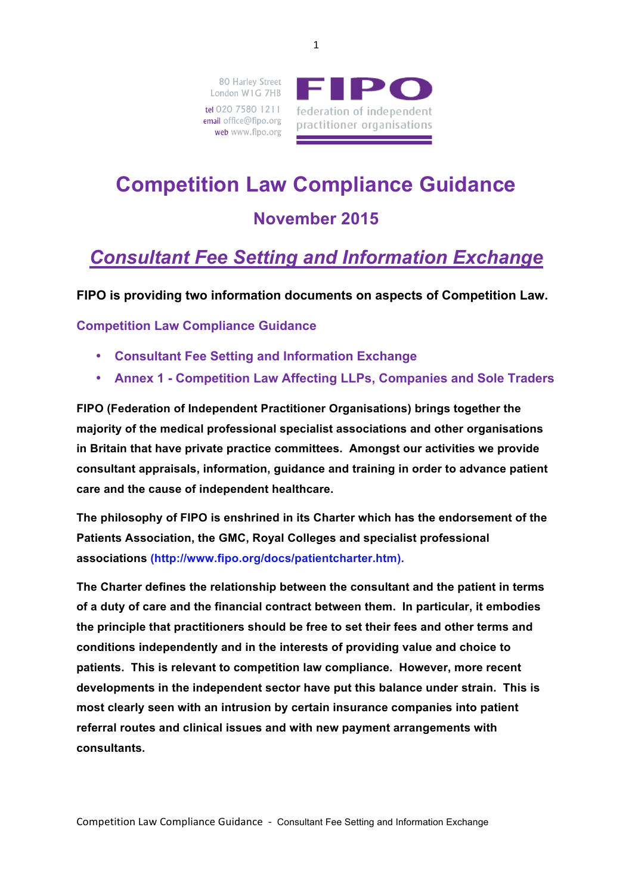80 Harley Street
London W1G 7HB
tel 020 7580 1211
email office@fipo.org
web www.fipo.org

**FIPO**
federation of independent practitioner organisations

# Competition Law Compliance Guidance

## November 2015

## *Consultant Fee Setting and Information Exchange*

**FIPO is providing two information documents on aspects of Competition Law.**

**Competition Law Compliance Guidance**

- **Consultant Fee Setting and Information Exchange**
- **Annex 1 - Competition Law Affecting LLPs, Companies and Sole Traders**

**FIPO (Federation of Independent Practitioner Organisations) brings together the majority of the medical professional specialist associations and other organisations in Britain that have private practice committees. Amongst our activities we provide consultant appraisals, information, guidance and training in order to advance patient care and the cause of independent healthcare.**

**The philosophy of FIPO is enshrined in its Charter which has the endorsement of the Patients Association, the GMC, Royal Colleges and specialist professional associations (http://www.fipo.org/docs/patientcharter.htm).**

**The Charter defines the relationship between the consultant and the patient in terms of a duty of care and the financial contract between them. In particular, it embodies the principle that practitioners should be free to set their fees and other terms and conditions independently and in the interests of providing value and choice to patients. This is relevant to competition law compliance. However, more recent developments in the independent sector have put this balance under strain. This is most clearly seen with an intrusion by certain insurance companies into patient referral routes and clinical issues and with new payment arrangements with consultants.**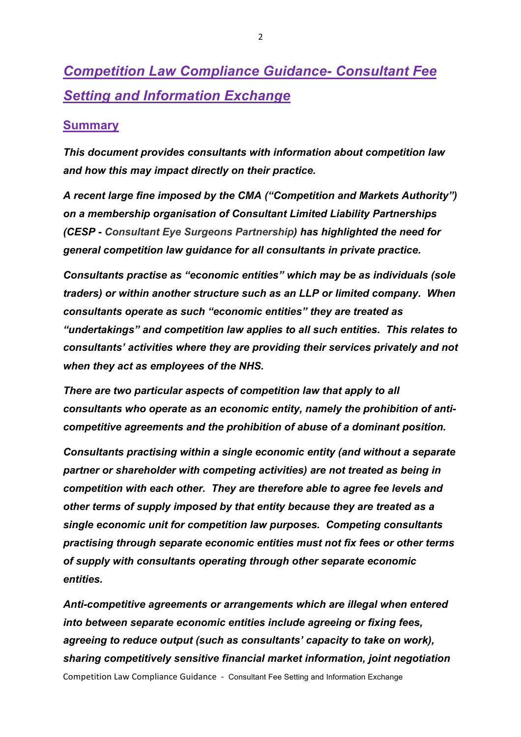# ***Competition Law Compliance Guidance- Consultant Fee Setting and Information Exchange***

## **Summary**

***This document provides consultants with information about competition law and how this may impact directly on their practice.***

***A recent large fine imposed by the CMA ("Competition and Markets Authority") on a membership organisation of Consultant Limited Liability Partnerships (CESP - Consultant Eye Surgeons Partnership) has highlighted the need for general competition law guidance for all consultants in private practice.***

***Consultants practise as "economic entities" which may be as individuals (sole traders) or within another structure such as an LLP or limited company. When consultants operate as such "economic entities" they are treated as "undertakings" and competition law applies to all such entities. This relates to consultants' activities where they are providing their services privately and not when they act as employees of the NHS.***

***There are two particular aspects of competition law that apply to all consultants who operate as an economic entity, namely the prohibition of anti-competitive agreements and the prohibition of abuse of a dominant position.***

***Consultants practising within a single economic entity (and without a separate partner or shareholder with competing activities) are not treated as being in competition with each other. They are therefore able to agree fee levels and other terms of supply imposed by that entity because they are treated as a single economic unit for competition law purposes. Competing consultants practising through separate economic entities must not fix fees or other terms of supply with consultants operating through other separate economic entities.***

***Anti-competitive agreements or arrangements which are illegal when entered into between separate economic entities include agreeing or fixing fees, agreeing to reduce output (such as consultants' capacity to take on work), sharing competitively sensitive financial market information, joint negotiation***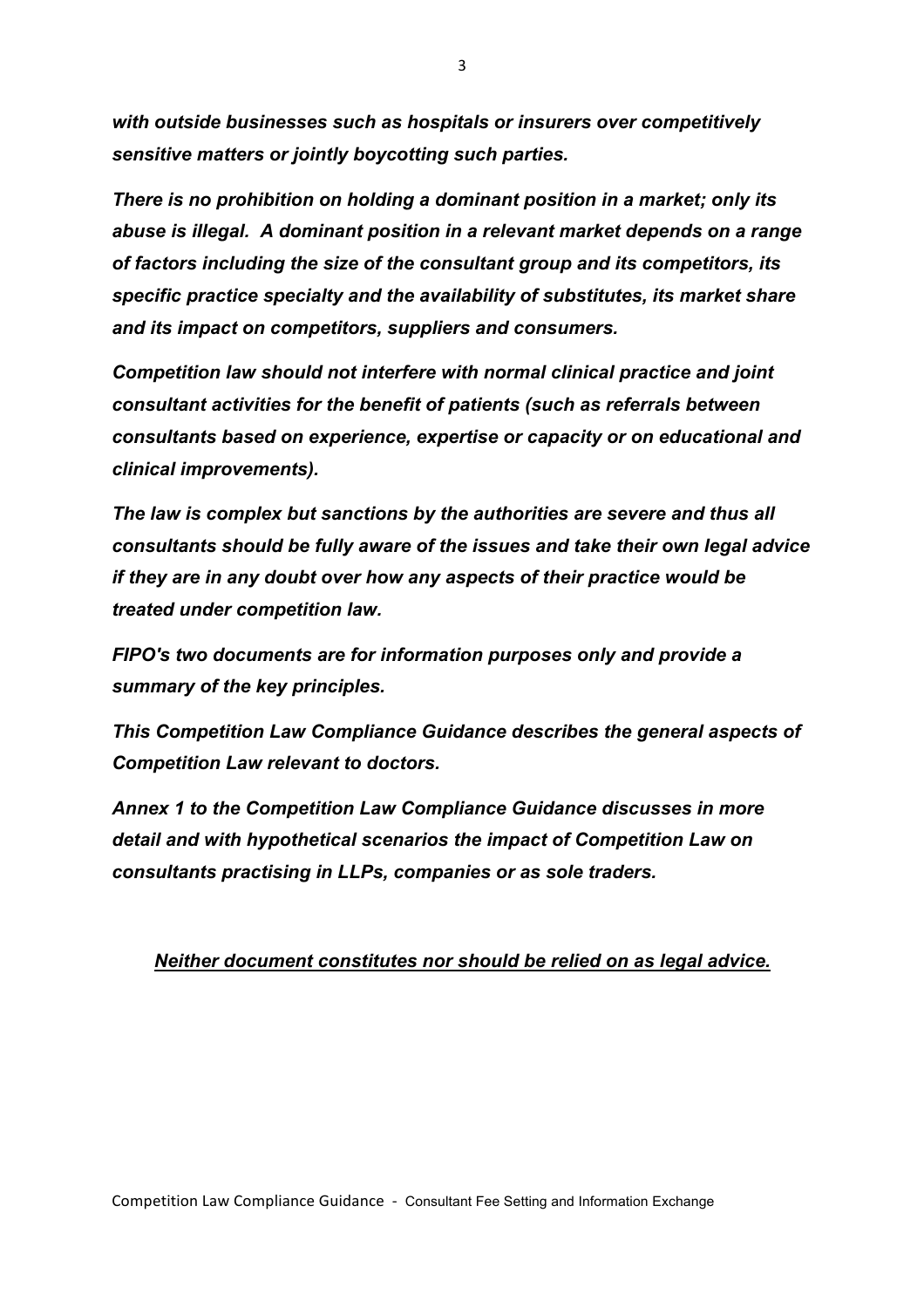***with outside businesses such as hospitals or insurers over competitively sensitive matters or jointly boycotting such parties.***

***There is no prohibition on holding a dominant position in a market; only its abuse is illegal. A dominant position in a relevant market depends on a range of factors including the size of the consultant group and its competitors, its specific practice specialty and the availability of substitutes, its market share and its impact on competitors, suppliers and consumers.***

***Competition law should not interfere with normal clinical practice and joint consultant activities for the benefit of patients (such as referrals between consultants based on experience, expertise or capacity or on educational and clinical improvements).***

***The law is complex but sanctions by the authorities are severe and thus all consultants should be fully aware of the issues and take their own legal advice if they are in any doubt over how any aspects of their practice would be treated under competition law.***

***FIPO's two documents are for information purposes only and provide a summary of the key principles.***

***This Competition Law Compliance Guidance describes the general aspects of Competition Law relevant to doctors.***

***Annex 1 to the Competition Law Compliance Guidance discusses in more detail and with hypothetical scenarios the impact of Competition Law on consultants practising in LLPs, companies or as sole traders.***

<u>***Neither document constitutes nor should be relied on as legal advice.***</u>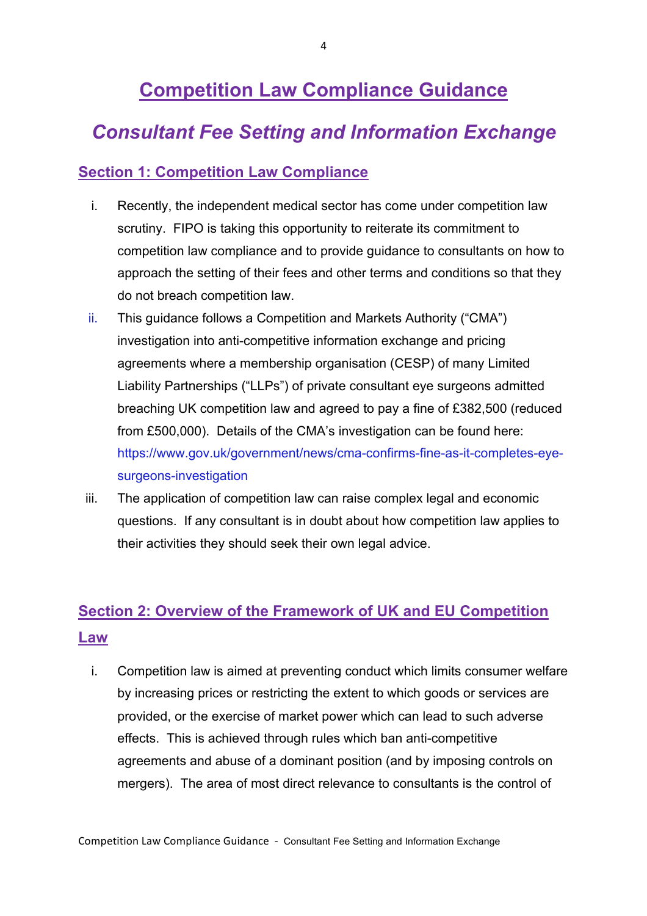# Competition Law Compliance Guidance

## *Consultant Fee Setting and Information Exchange*

### Section 1: Competition Law Compliance

i. Recently, the independent medical sector has come under competition law scrutiny. FIPO is taking this opportunity to reiterate its commitment to competition law compliance and to provide guidance to consultants on how to approach the setting of their fees and other terms and conditions so that they do not breach competition law.

ii. This guidance follows a Competition and Markets Authority ("CMA") investigation into anti-competitive information exchange and pricing agreements where a membership organisation (CESP) of many Limited Liability Partnerships ("LLPs") of private consultant eye surgeons admitted breaching UK competition law and agreed to pay a fine of £382,500 (reduced from £500,000). Details of the CMA's investigation can be found here: https://www.gov.uk/government/news/cma-confirms-fine-as-it-completes-eye-surgeons-investigation

iii. The application of competition law can raise complex legal and economic questions. If any consultant is in doubt about how competition law applies to their activities they should seek their own legal advice.

### Section 2: Overview of the Framework of UK and EU Competition Law

i. Competition law is aimed at preventing conduct which limits consumer welfare by increasing prices or restricting the extent to which goods or services are provided, or the exercise of market power which can lead to such adverse effects. This is achieved through rules which ban anti-competitive agreements and abuse of a dominant position (and by imposing controls on mergers). The area of most direct relevance to consultants is the control of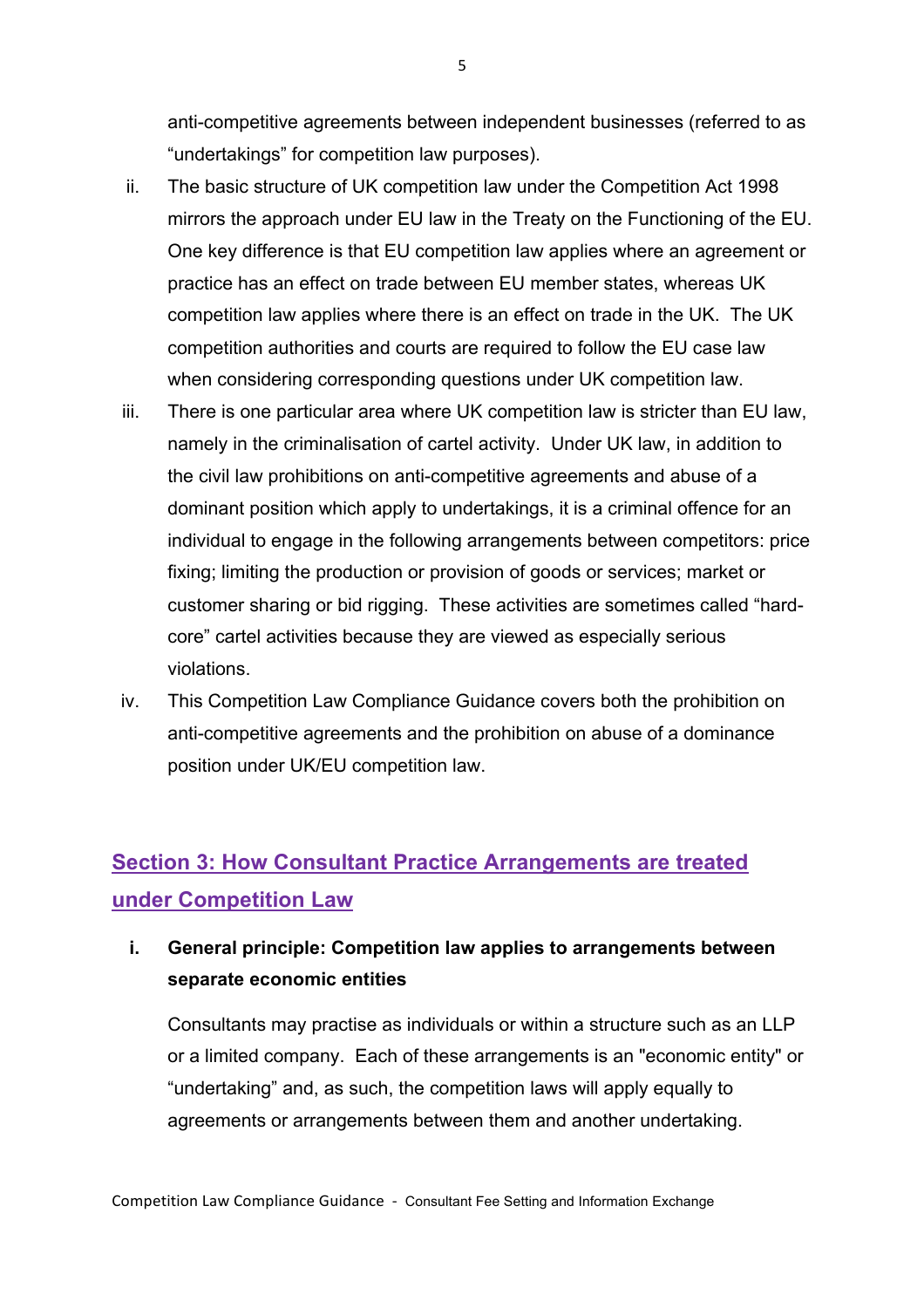anti-competitive agreements between independent businesses (referred to as "undertakings" for competition law purposes).

ii. The basic structure of UK competition law under the Competition Act 1998 mirrors the approach under EU law in the Treaty on the Functioning of the EU. One key difference is that EU competition law applies where an agreement or practice has an effect on trade between EU member states, whereas UK competition law applies where there is an effect on trade in the UK. The UK competition authorities and courts are required to follow the EU case law when considering corresponding questions under UK competition law.

iii. There is one particular area where UK competition law is stricter than EU law, namely in the criminalisation of cartel activity. Under UK law, in addition to the civil law prohibitions on anti-competitive agreements and abuse of a dominant position which apply to undertakings, it is a criminal offence for an individual to engage in the following arrangements between competitors: price fixing; limiting the production or provision of goods or services; market or customer sharing or bid rigging. These activities are sometimes called "hard-core" cartel activities because they are viewed as especially serious violations.

iv. This Competition Law Compliance Guidance covers both the prohibition on anti-competitive agreements and the prohibition on abuse of a dominance position under UK/EU competition law.

## Section 3: How Consultant Practice Arrangements are treated under Competition Law

**i. General principle: Competition law applies to arrangements between separate economic entities**

Consultants may practise as individuals or within a structure such as an LLP or a limited company. Each of these arrangements is an "economic entity" or "undertaking" and, as such, the competition laws will apply equally to agreements or arrangements between them and another undertaking.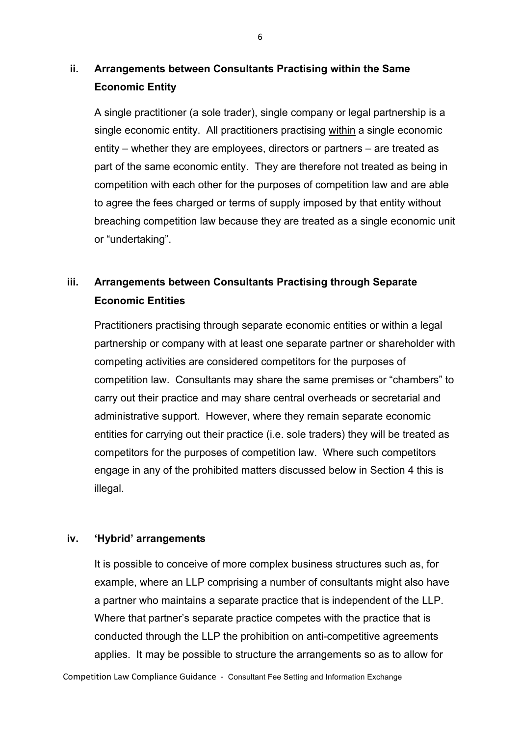### ii. Arrangements between Consultants Practising within the Same Economic Entity

A single practitioner (a sole trader), single company or legal partnership is a single economic entity. All practitioners practising <u>within</u> a single economic entity – whether they are employees, directors or partners – are treated as part of the same economic entity. They are therefore not treated as being in competition with each other for the purposes of competition law and are able to agree the fees charged or terms of supply imposed by that entity without breaching competition law because they are treated as a single economic unit or "undertaking".

### iii. Arrangements between Consultants Practising through Separate Economic Entities

Practitioners practising through separate economic entities or within a legal partnership or company with at least one separate partner or shareholder with competing activities are considered competitors for the purposes of competition law. Consultants may share the same premises or "chambers" to carry out their practice and may share central overheads or secretarial and administrative support. However, where they remain separate economic entities for carrying out their practice (i.e. sole traders) they will be treated as competitors for the purposes of competition law. Where such competitors engage in any of the prohibited matters discussed below in Section 4 this is illegal.

### iv. 'Hybrid' arrangements

It is possible to conceive of more complex business structures such as, for example, where an LLP comprising a number of consultants might also have a partner who maintains a separate practice that is independent of the LLP. Where that partner's separate practice competes with the practice that is conducted through the LLP the prohibition on anti-competitive agreements applies. It may be possible to structure the arrangements so as to allow for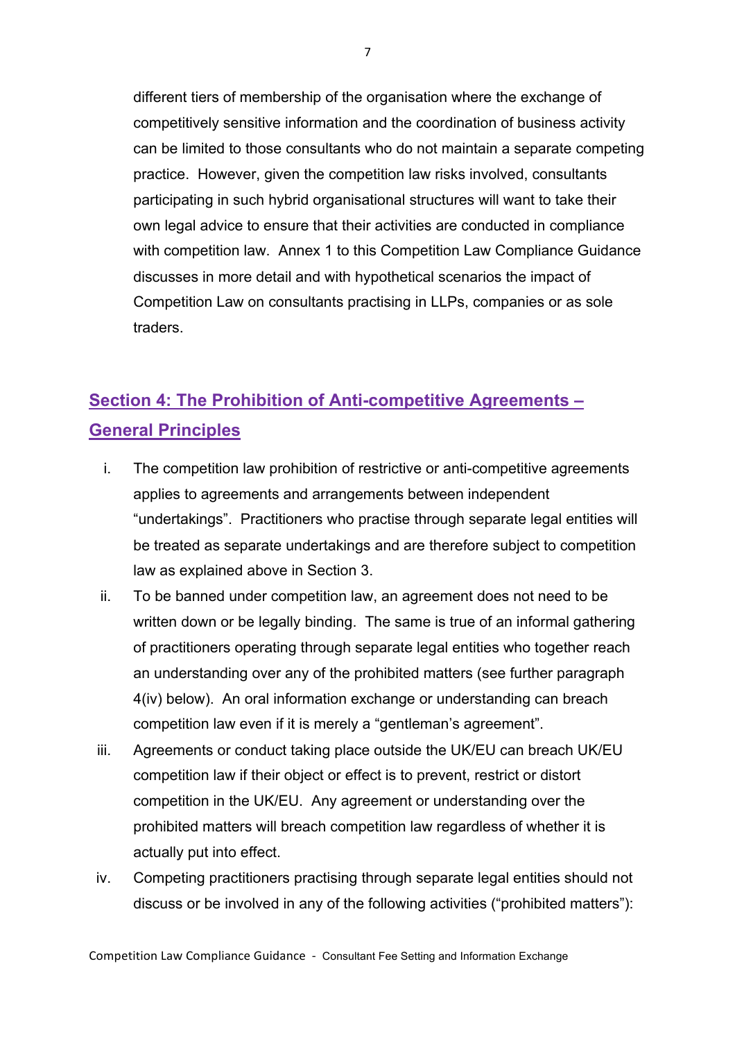different tiers of membership of the organisation where the exchange of competitively sensitive information and the coordination of business activity can be limited to those consultants who do not maintain a separate competing practice. However, given the competition law risks involved, consultants participating in such hybrid organisational structures will want to take their own legal advice to ensure that their activities are conducted in compliance with competition law. Annex 1 to this Competition Law Compliance Guidance discusses in more detail and with hypothetical scenarios the impact of Competition Law on consultants practising in LLPs, companies or as sole traders.

## Section 4: The Prohibition of Anti-competitive Agreements – General Principles

i. The competition law prohibition of restrictive or anti-competitive agreements applies to agreements and arrangements between independent "undertakings". Practitioners who practise through separate legal entities will be treated as separate undertakings and are therefore subject to competition law as explained above in Section 3.

ii. To be banned under competition law, an agreement does not need to be written down or be legally binding. The same is true of an informal gathering of practitioners operating through separate legal entities who together reach an understanding over any of the prohibited matters (see further paragraph 4(iv) below). An oral information exchange or understanding can breach competition law even if it is merely a "gentleman's agreement".

iii. Agreements or conduct taking place outside the UK/EU can breach UK/EU competition law if their object or effect is to prevent, restrict or distort competition in the UK/EU. Any agreement or understanding over the prohibited matters will breach competition law regardless of whether it is actually put into effect.

iv. Competing practitioners practising through separate legal entities should not discuss or be involved in any of the following activities ("prohibited matters"):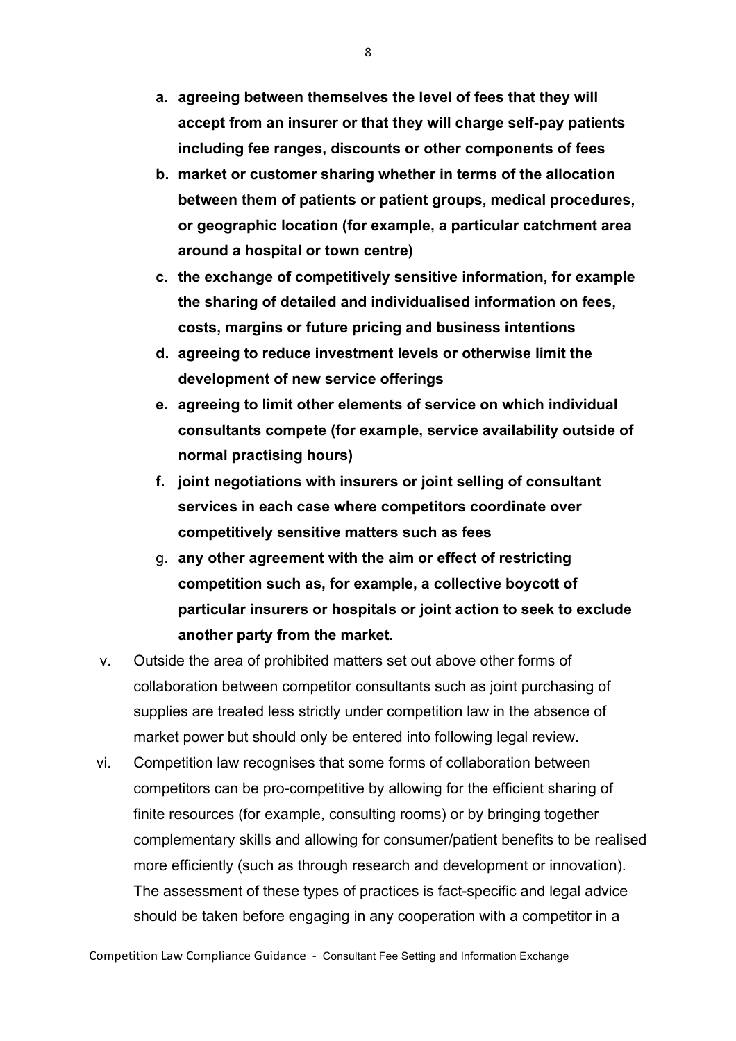a. **agreeing between themselves the level of fees that they will accept from an insurer or that they will charge self-pay patients including fee ranges, discounts or other components of fees**
b. **market or customer sharing whether in terms of the allocation between them of patients or patient groups, medical procedures, or geographic location (for example, a particular catchment area around a hospital or town centre)**
c. **the exchange of competitively sensitive information, for example the sharing of detailed and individualised information on fees, costs, margins or future pricing and business intentions**
d. **agreeing to reduce investment levels or otherwise limit the development of new service offerings**
e. **agreeing to limit other elements of service on which individual consultants compete (for example, service availability outside of normal practising hours)**
f. **joint negotiations with insurers or joint selling of consultant services in each case where competitors coordinate over competitively sensitive matters such as fees**
g. **any other agreement with the aim or effect of restricting competition such as, for example, a collective boycott of particular insurers or hospitals or joint action to seek to exclude another party from the market.**

v. Outside the area of prohibited matters set out above other forms of collaboration between competitor consultants such as joint purchasing of supplies are treated less strictly under competition law in the absence of market power but should only be entered into following legal review.

vi. Competition law recognises that some forms of collaboration between competitors can be pro-competitive by allowing for the efficient sharing of finite resources (for example, consulting rooms) or by bringing together complementary skills and allowing for consumer/patient benefits to be realised more efficiently (such as through research and development or innovation). The assessment of these types of practices is fact-specific and legal advice should be taken before engaging in any cooperation with a competitor in a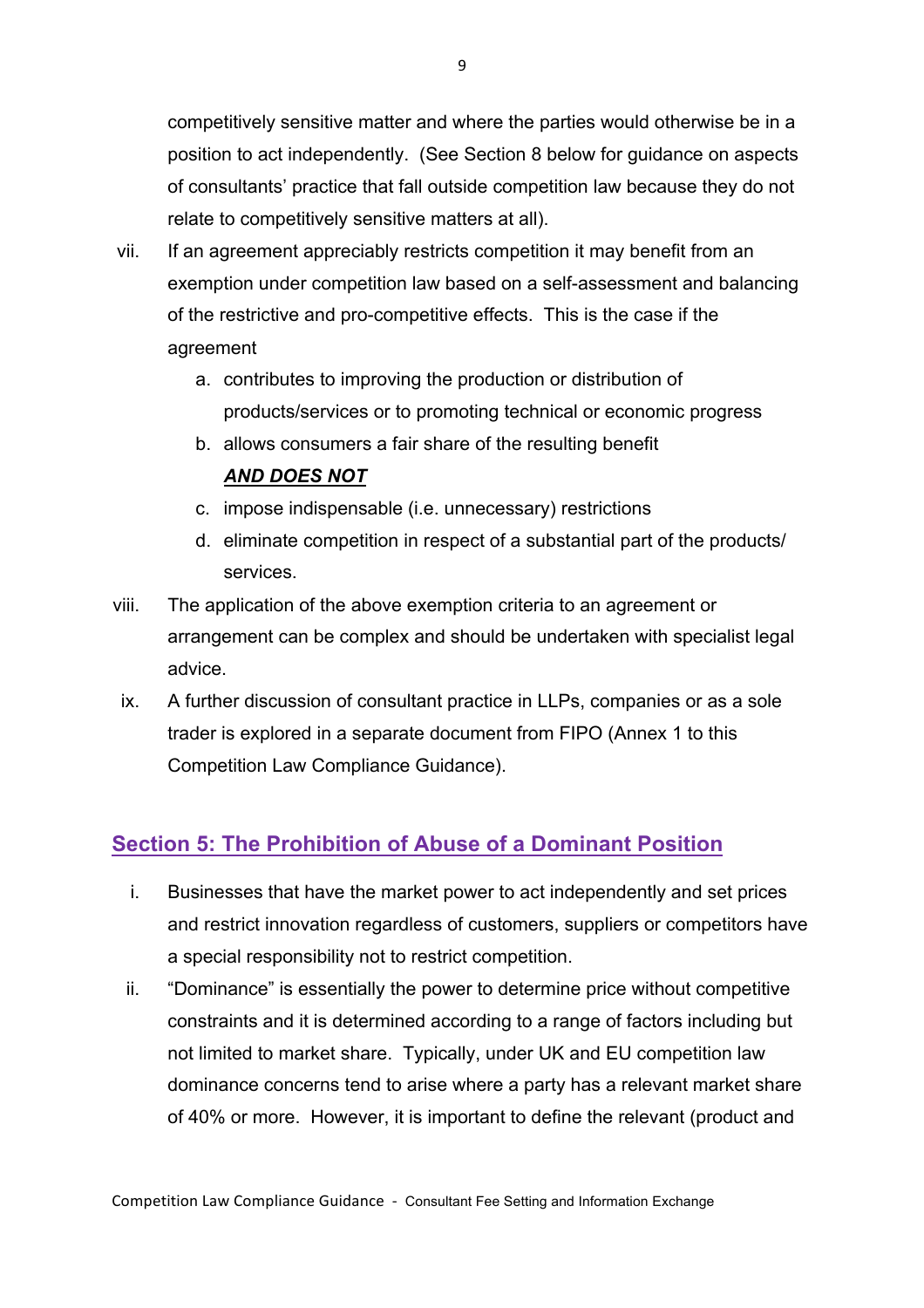competitively sensitive matter and where the parties would otherwise be in a position to act independently. (See Section 8 below for guidance on aspects of consultants' practice that fall outside competition law because they do not relate to competitively sensitive matters at all).

vii. If an agreement appreciably restricts competition it may benefit from an exemption under competition law based on a self-assessment and balancing of the restrictive and pro-competitive effects. This is the case if the agreement

   a. contributes to improving the production or distribution of products/services or to promoting technical or economic progress
   b. allows consumers a fair share of the resulting benefit

      ***AND DOES NOT***

   c. impose indispensable (i.e. unnecessary) restrictions
   d. eliminate competition in respect of a substantial part of the products/ services.

viii. The application of the above exemption criteria to an agreement or arrangement can be complex and should be undertaken with specialist legal advice.

ix. A further discussion of consultant practice in LLPs, companies or as a sole trader is explored in a separate document from FIPO (Annex 1 to this Competition Law Compliance Guidance).

## Section 5: The Prohibition of Abuse of a Dominant Position

i. Businesses that have the market power to act independently and set prices and restrict innovation regardless of customers, suppliers or competitors have a special responsibility not to restrict competition.

ii. "Dominance" is essentially the power to determine price without competitive constraints and it is determined according to a range of factors including but not limited to market share. Typically, under UK and EU competition law dominance concerns tend to arise where a party has a relevant market share of 40% or more. However, it is important to define the relevant (product and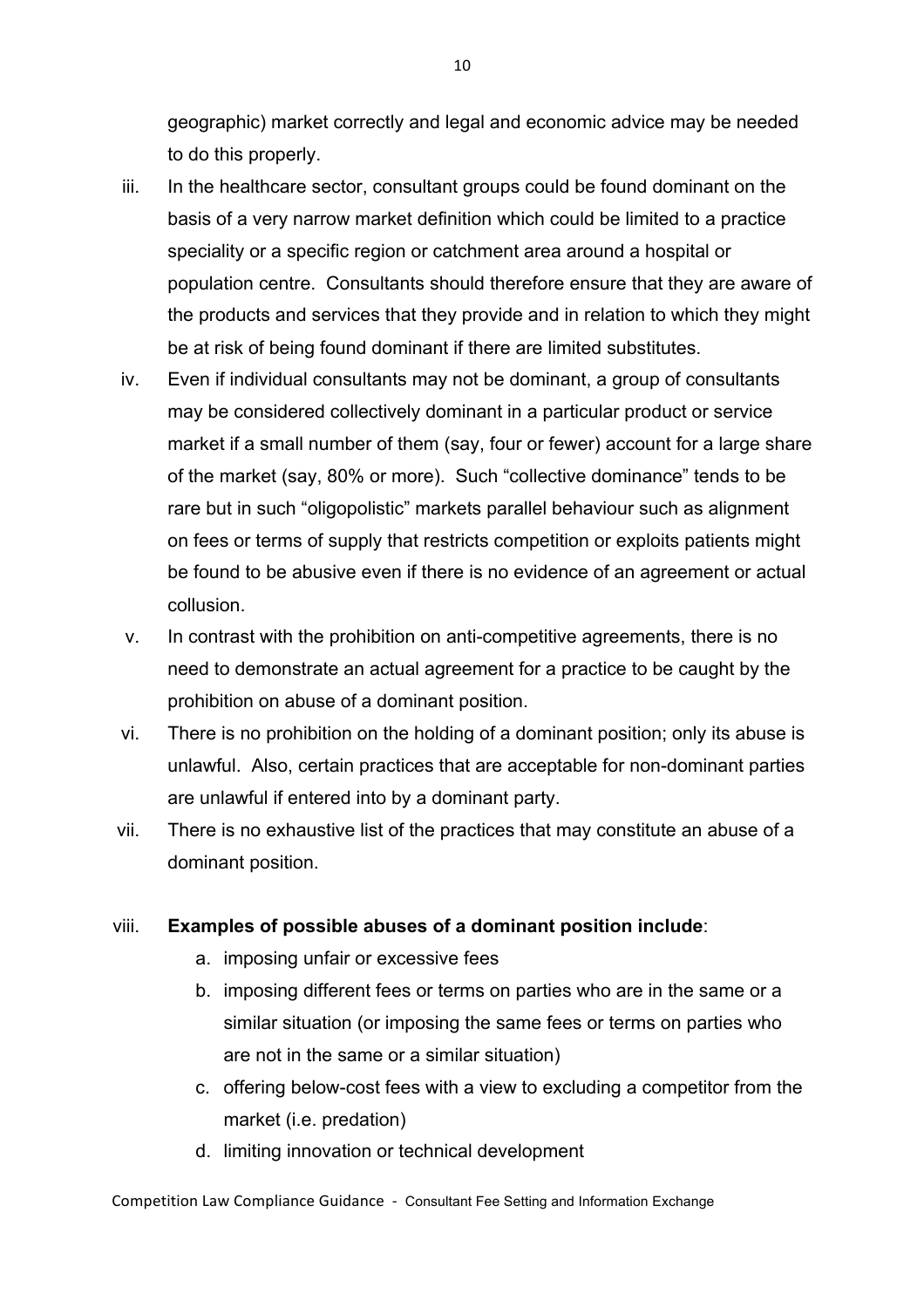geographic) market correctly and legal and economic advice may be needed to do this properly.

iii. In the healthcare sector, consultant groups could be found dominant on the basis of a very narrow market definition which could be limited to a practice speciality or a specific region or catchment area around a hospital or population centre. Consultants should therefore ensure that they are aware of the products and services that they provide and in relation to which they might be at risk of being found dominant if there are limited substitutes.

iv. Even if individual consultants may not be dominant, a group of consultants may be considered collectively dominant in a particular product or service market if a small number of them (say, four or fewer) account for a large share of the market (say, 80% or more). Such "collective dominance" tends to be rare but in such "oligopolistic" markets parallel behaviour such as alignment on fees or terms of supply that restricts competition or exploits patients might be found to be abusive even if there is no evidence of an agreement or actual collusion.

v. In contrast with the prohibition on anti-competitive agreements, there is no need to demonstrate an actual agreement for a practice to be caught by the prohibition on abuse of a dominant position.

vi. There is no prohibition on the holding of a dominant position; only its abuse is unlawful. Also, certain practices that are acceptable for non-dominant parties are unlawful if entered into by a dominant party.

vii. There is no exhaustive list of the practices that may constitute an abuse of a dominant position.

viii. **Examples of possible abuses of a dominant position include**:

a. imposing unfair or excessive fees

b. imposing different fees or terms on parties who are in the same or a similar situation (or imposing the same fees or terms on parties who are not in the same or a similar situation)

c. offering below-cost fees with a view to excluding a competitor from the market (i.e. predation)

d. limiting innovation or technical development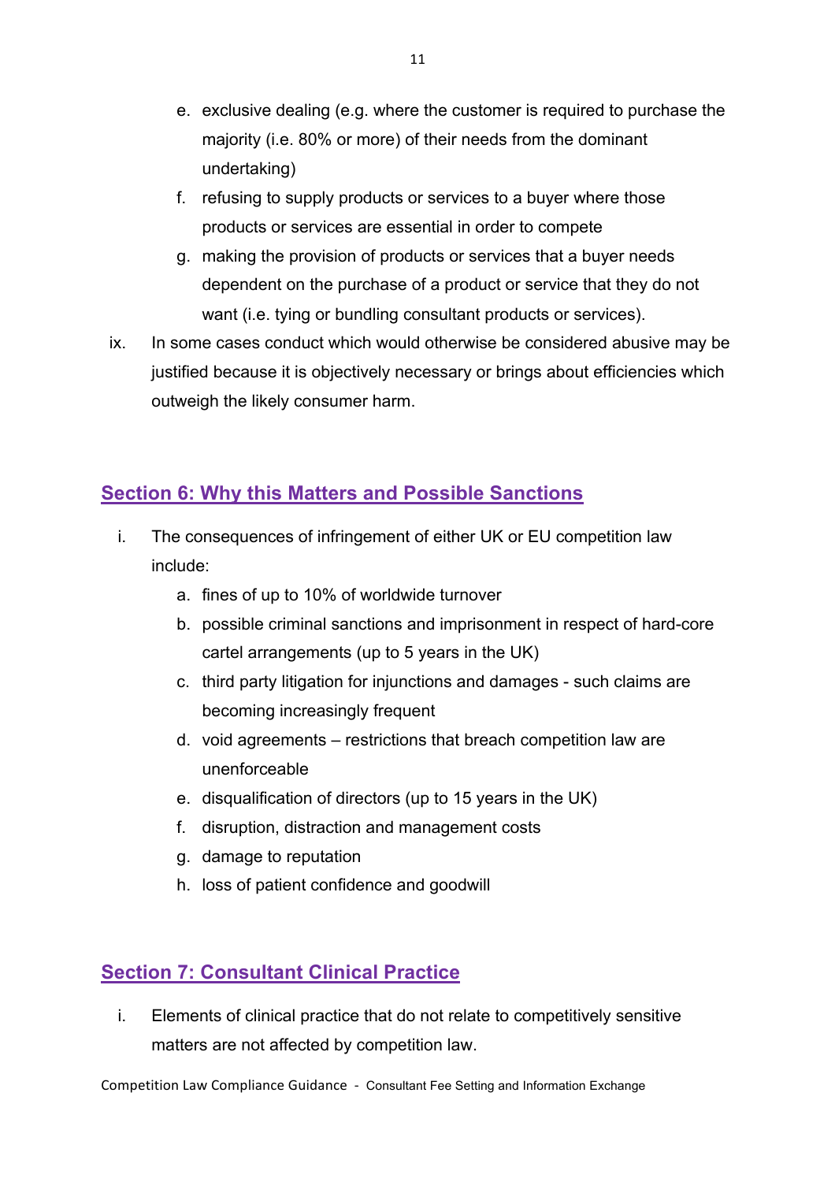e. exclusive dealing (e.g. where the customer is required to purchase the majority (i.e. 80% or more) of their needs from the dominant undertaking)
f. refusing to supply products or services to a buyer where those products or services are essential in order to compete
g. making the provision of products or services that a buyer needs dependent on the purchase of a product or service that they do not want (i.e. tying or bundling consultant products or services).

ix. In some cases conduct which would otherwise be considered abusive may be justified because it is objectively necessary or brings about efficiencies which outweigh the likely consumer harm.

## Section 6: Why this Matters and Possible Sanctions

i. The consequences of infringement of either UK or EU competition law include:
   a. fines of up to 10% of worldwide turnover
   b. possible criminal sanctions and imprisonment in respect of hard-core cartel arrangements (up to 5 years in the UK)
   c. third party litigation for injunctions and damages - such claims are becoming increasingly frequent
   d. void agreements – restrictions that breach competition law are unenforceable
   e. disqualification of directors (up to 15 years in the UK)
   f. disruption, distraction and management costs
   g. damage to reputation
   h. loss of patient confidence and goodwill

## Section 7: Consultant Clinical Practice

i. Elements of clinical practice that do not relate to competitively sensitive matters are not affected by competition law.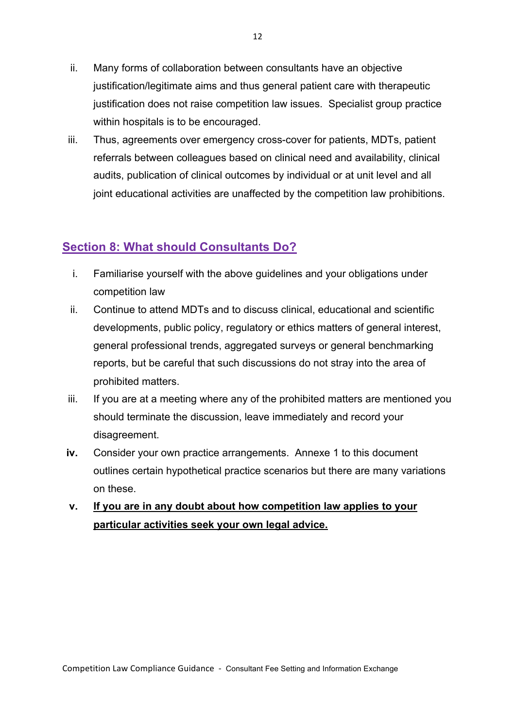ii. Many forms of collaboration between consultants have an objective justification/legitimate aims and thus general patient care with therapeutic justification does not raise competition law issues. Specialist group practice within hospitals is to be encouraged.

iii. Thus, agreements over emergency cross-cover for patients, MDTs, patient referrals between colleagues based on clinical need and availability, clinical audits, publication of clinical outcomes by individual or at unit level and all joint educational activities are unaffected by the competition law prohibitions.

## Section 8: What should Consultants Do?

i. Familiarise yourself with the above guidelines and your obligations under competition law

ii. Continue to attend MDTs and to discuss clinical, educational and scientific developments, public policy, regulatory or ethics matters of general interest, general professional trends, aggregated surveys or general benchmarking reports, but be careful that such discussions do not stray into the area of prohibited matters.

iii. If you are at a meeting where any of the prohibited matters are mentioned you should terminate the discussion, leave immediately and record your disagreement.

**iv.** Consider your own practice arrangements. Annexe 1 to this document outlines certain hypothetical practice scenarios but there are many variations on these.

**v.** <u>**If you are in any doubt about how competition law applies to your particular activities seek your own legal advice.**</u>